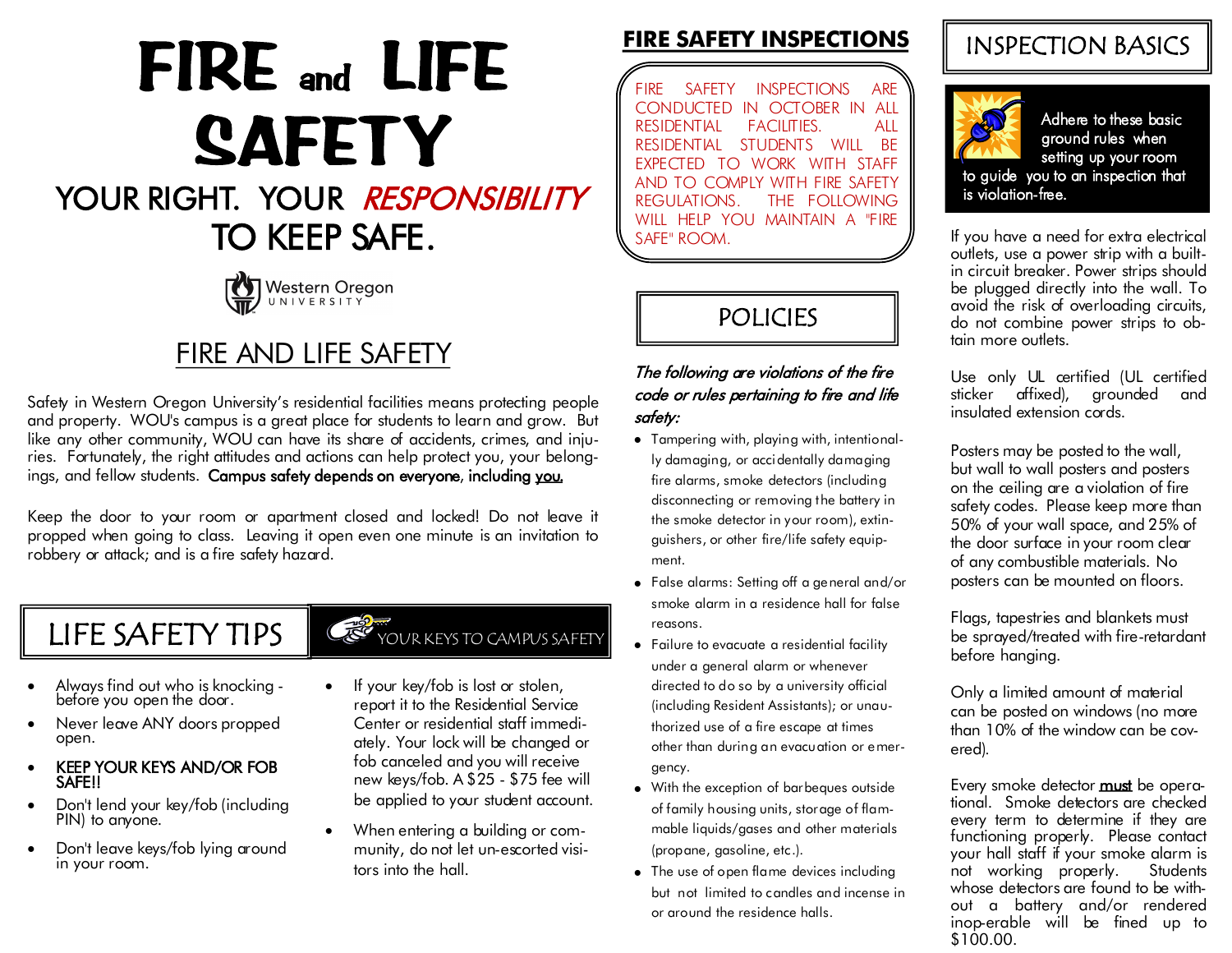# FIRE and LIFE SAFETY

## YOUR RIGHT. YOUR *RESPONSIBILITY* TO KEEP SAFE.

Western Oregon UNIVERSITY

## FIRE AND LIFE SAFETY

Safety in Western Oregon University's residential facilities means protecting people and property. WOU's campus is a great place for students to learn and grow. But like any other community, WOU can have its share of accidents, crimes, and injuries. Fortunately, the right attitudes and actions can help protect you, your belongings, and fellow students. **Campus safety depends on everyone, including you.**

Keep the door to your room or apartment closed and locked! Do not leave it propped when going to class. Leaving it open even one minute is an invitation to robbery or attack; and is a fire safety hazard.

## LIFE SAFETY TIPS

### YOUR KEYS TO CAMPUS SAFETY

- Always find out who is knocking - before you open the door.
- Never leave ANY doors propped open.
- **KEEP YOUR KEYS AND/OR FOB SAFE!!**
- Don't lend your key/fob (including PIN) to anyone.
- Don't leave keys/fob lying around in your room.
- If your key/fob is lost or stolen, report it to the Residential Service Center or residential staff immediately. Your lock will be changed or fob canceled and you will receive new keys/fob. A $25 - $75 fee will be applied to your student account.
- When entering a building or community, do not let un-escorted visitors into the hall.

## FIRE SAFETY INSPECTIONS

FIRE SAFETY INSPECTIONS ARE CONDUCTED IN OCTOBER IN ALL RESIDENTIAL FACILITIES. ALL RESIDENTIAL STUDENTS WILL BE EXPECTED TO WORK WITH STAFF AND TO COMPLY WITH FIRE SAFETY REGULATIONS. THE FOLLOWING WILL HELP YOU MAINTAIN A "FIRE SAFE" ROOM.

## POLICIES

*The following are violations of the fire code or rules pertaining to fire and life safety:*

- Tampering with, playing with, intentionally damaging, or accidentally damaging fire alarms, smoke detectors (including disconnecting or removing the battery in the smoke detector in your room), extinguishers, or other fire/life safety equipment.
- False alarms: Setting off a general and/or smoke alarm in a residence hall for false reasons.
- Failure to evacuate a residential facility under a general alarm or whenever directed to do so by a university official (including Resident Assistants); or unauthorized use of a fire escape at times other than during an evacuation or emergency.
- With the exception of barbeques outside of family housing units, storage of flammable liquids/gases and other materials (propane, gasoline, etc.).
- The use of open flame devices including but not limited to candles and incense in or around the residence halls.

## INSPECTION BASICS

Adhere to these basic ground rules when setting up your room to guide you to an inspection that is violation-free.

If you have a need for extra electrical outlets, use a power strip with a built-in circuit breaker. Power strips should be plugged directly into the wall. To avoid the risk of overloading circuits, do not combine power strips to obtain more outlets.

Use only UL certified (UL certified sticker affixed), grounded and insulated extension cords.

Posters may be posted to the wall, but wall to wall posters and posters on the ceiling are a violation of fire safety codes. Please keep more than 50% of your wall space, and 25% of the door surface in your room clear of any combustible materials. No posters can be mounted on floors.

Flags, tapestries and blankets must be sprayed/treated with fire-retardant before hanging.

Only a limited amount of material can be posted on windows (no more than 10% of the window can be covered).

Every smoke detector **must** be operational. Smoke detectors are checked every term to determine if they are functioning properly. Please contact your hall staff if your smoke alarm is not working properly. Students whose detectors are found to be without a battery and/or rendered inoperable will be fined up to $100.00.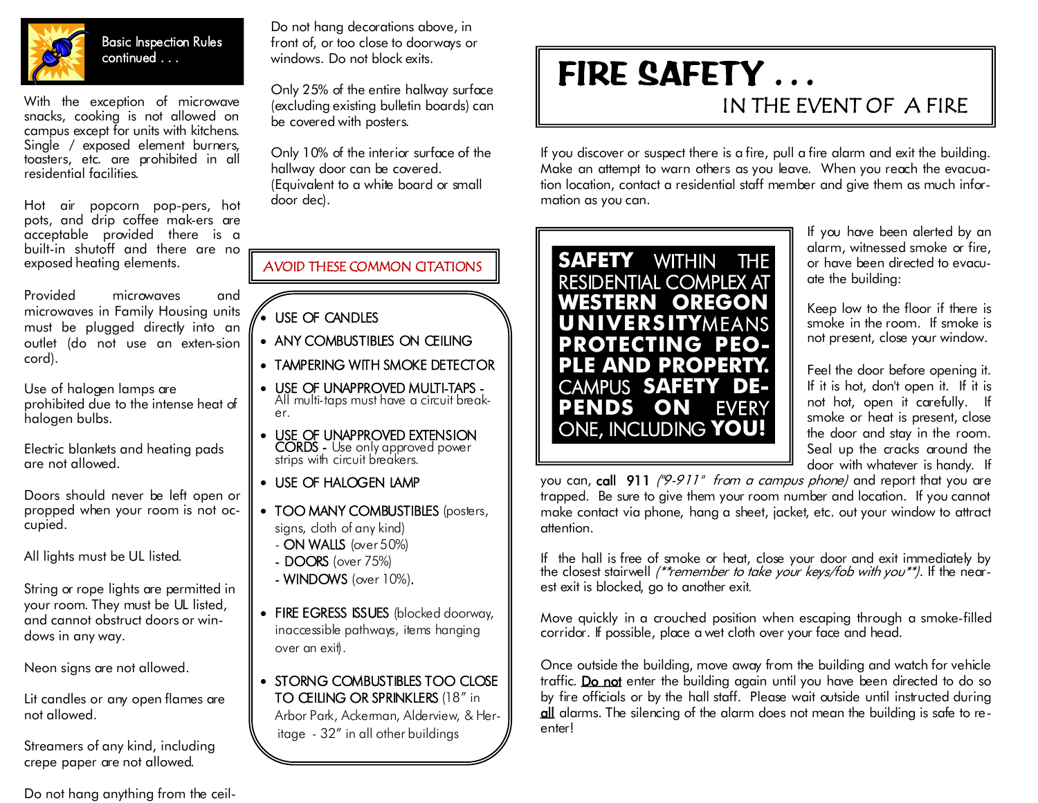## Basic Inspection Rules continued . . .

With the exception of microwave snacks, cooking is not allowed on campus except for units with kitchens. Single / exposed element burners, toasters, etc. are prohibited in all residential facilities.

Hot air popcorn pop-pers, hot pots, and drip coffee mak-ers are acceptable provided there is a built-in shutoff and there are no exposed heating elements.

Provided microwaves and microwaves in Family Housing units must be plugged directly into an outlet (do not use an exten-sion cord).

Use of halogen lamps are prohibited due to the intense heat of halogen bulbs.

Electric blankets and heating pads are not allowed.

Doors should never be left open or propped when your room is not oc-cupied.

All lights must be UL listed.

String or rope lights are permitted in your room. They must be UL listed, and cannot obstruct doors or win-dows in any way.

Neon signs are not allowed.

Lit candles or any open flames are not allowed.

Streamers of any kind, including crepe paper are not allowed.

Do not hang anything from the ceil-

Do not hang decorations above, in front of, or too close to doorways or windows. Do not block exits.

Only 25% of the entire hallway surface (excluding existing bulletin boards) can be covered with posters.

Only 10% of the interior surface of the hallway door can be covered. (Equivalent to a white board or small door dec).

### AVOID THESE COMMON CITATIONS

- USE OF CANDLES
- ANY COMBUSTIBLES ON CEILING
- TAMPERING WITH SMOKE DETECTOR
- USE OF UNAPPROVED MULTI-TAPS - All multi-taps must have a circuit break-er.
- USE OF UNAPPROVED EXTENSION CORDS - Use only approved power strips with circuit breakers.
- USE OF HALOGEN LAMP
- TOO MANY COMBUSTIBLES (posters, signs, cloth of any kind)
  - ON WALLS (over 50%)
  - DOORS (over 75%)
  - WINDOWS (over 10%).
- FIRE EGRESS ISSUES (blocked doorway, inaccessible pathways, items hanging over an exit).
- STORNG COMBUSTIBLES TOO CLOSE TO CEILING OR SPRINKLERS (18" in Arbor Park, Ackerman, Alderview, & Her-itage - 32" in all other buildings

# FIRE SAFETY . . .
## IN THE EVENT OF A FIRE

If you discover or suspect there is a fire, pull a fire alarm and exit the building. Make an attempt to warn others as you leave. When you reach the evacua-tion location, contact a residential staff member and give them as much infor-mation as you can.

**SAFETY** WITHIN THE RESIDENTIAL COMPLEX AT **WESTERN OREGON UNIVERSITY** MEANS **PROTECTING PEO-PLE AND PROPERTY.** CAMPUS **SAFETY DE-PENDS ON** EVERY ONE, INCLUDING **YOU!**

If you have been alerted by an alarm, witnessed smoke or fire, or have been directed to evacu-ate the building:

Keep low to the floor if there is smoke in the room. If smoke is not present, close your window.

Feel the door before opening it. If it is hot, don't open it. If it is not hot, open it carefully. If smoke or heat is present, close the door and stay in the room. Seal up the cracks around the door with whatever is handy. If you can, **call 911** *("9-911" from a campus phone)* and report that you are trapped. Be sure to give them your room number and location. If you cannot make contact via phone, hang a sheet, jacket, etc. out your window to attract attention.

If the hall is free of smoke or heat, close your door and exit immediately by the closest stairwell *(**remember to take your keys/fob with you**)*. If the near-est exit is blocked, go to another exit.

Move quickly in a crouched position when escaping through a smoke-filled corridor. If possible, place a wet cloth over your face and head.

Once outside the building, move away from the building and watch for vehicle traffic. <u>Do not</u> enter the building again until you have been directed to do so by fire officials or by the hall staff. Please wait outside until instructed during <u>all</u> alarms. The silencing of the alarm does not mean the building is safe to re-enter!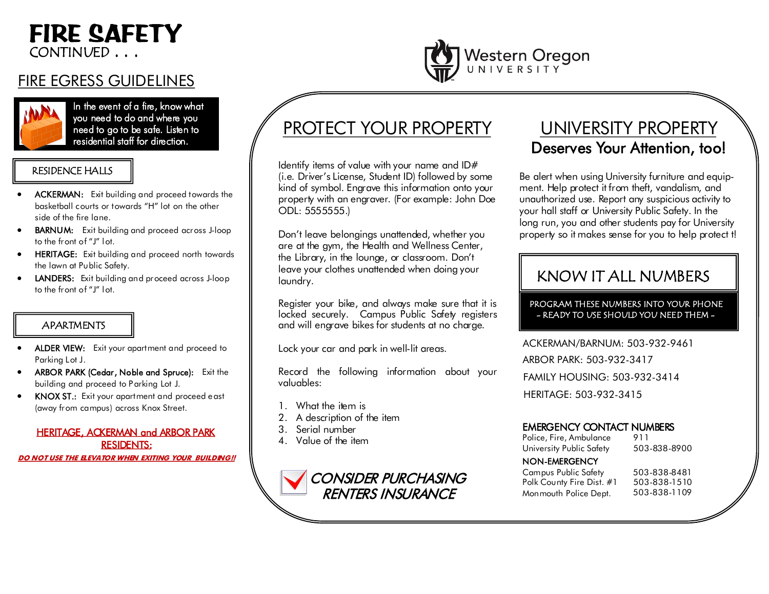# FIRE SAFETY
CONTINUED . . .

## FIRE EGRESS GUIDELINES

In the event of a fire, know what you need to do and where you need to go to be safe. Listen to residential staff for direction.

### RESIDENCE HALLS

- **ACKERMAN:** Exit building and proceed towards the basketball courts or towards "H" lot on the other side of the fire lane.
- **BARNUM:** Exit building and proceed across J-loop to the front of "J" lot.
- **HERITAGE:** Exit building and proceed north towards the lawn at Public Safety.
- **LANDERS:** Exit building and proceed across J-loop to the front of "J" lot.

### APARTMENTS

- **ALDER VIEW:** Exit your apartment and proceed to Parking Lot J.
- **ARBOR PARK (Cedar, Noble and Spruce):** Exit the building and proceed to Parking Lot J.
- **KNOX ST.:** Exit your apartment and proceed east (away from campus) across Knox Street.

**HERITAGE, ACKERMAN and ARBOR PARK RESIDENTS:**

***DO NOT USE THE ELEVATOR WHEN EXITING YOUR BUILDING!!***

Western Oregon UNIVERSITY

## PROTECT YOUR PROPERTY

Identify items of value with your name and ID# (i.e. Driver's License, Student ID) followed by some kind of symbol. Engrave this information onto your property with an engraver. (For example: John Doe ODL: 5555555.)

Don't leave belongings unattended, whether you are at the gym, the Health and Wellness Center, the Library, in the lounge, or classroom. Don't leave your clothes unattended when doing your laundry.

Register your bike, and always make sure that it is locked securely. Campus Public Safety registers and will engrave bikes for students at no charge.

Lock your car and park in well-lit areas.

Record the following information about your valuables:

1. What the item is
2. A description of the item
3. Serial number
4. Value of the item

***CONSIDER PURCHASING RENTERS INSURANCE***

## UNIVERSITY PROPERTY
### Deserves Your Attention, too!

Be alert when using University furniture and equipment. Help protect it from theft, vandalism, and unauthorized use. Report any suspicious activity to your hall staff or University Public Safety. In the long run, you and other students pay for University property so it makes sense for you to help protect it!

## KNOW IT ALL NUMBERS

PROGRAM THESE NUMBERS INTO YOUR PHONE – READY TO USE SHOULD YOU NEED THEM –

ACKERMAN/BARNUM: 503-932-9461

ARBOR PARK: 503-932-3417

FAMILY HOUSING: 503-932-3414

HERITAGE: 503-932-3415

**EMERGENCY CONTACT NUMBERS**

| | |
|---|---|
| Police, Fire, Ambulance | 911 |
| University Public Safety | 503-838-8900 |

**NON-EMERGENCY**

| | |
|---|---|
| Campus Public Safety | 503-838-8481 |
| Polk County Fire Dist. #1 | 503-838-1510 |
| Monmouth Police Dept. | 503-838-1109 |